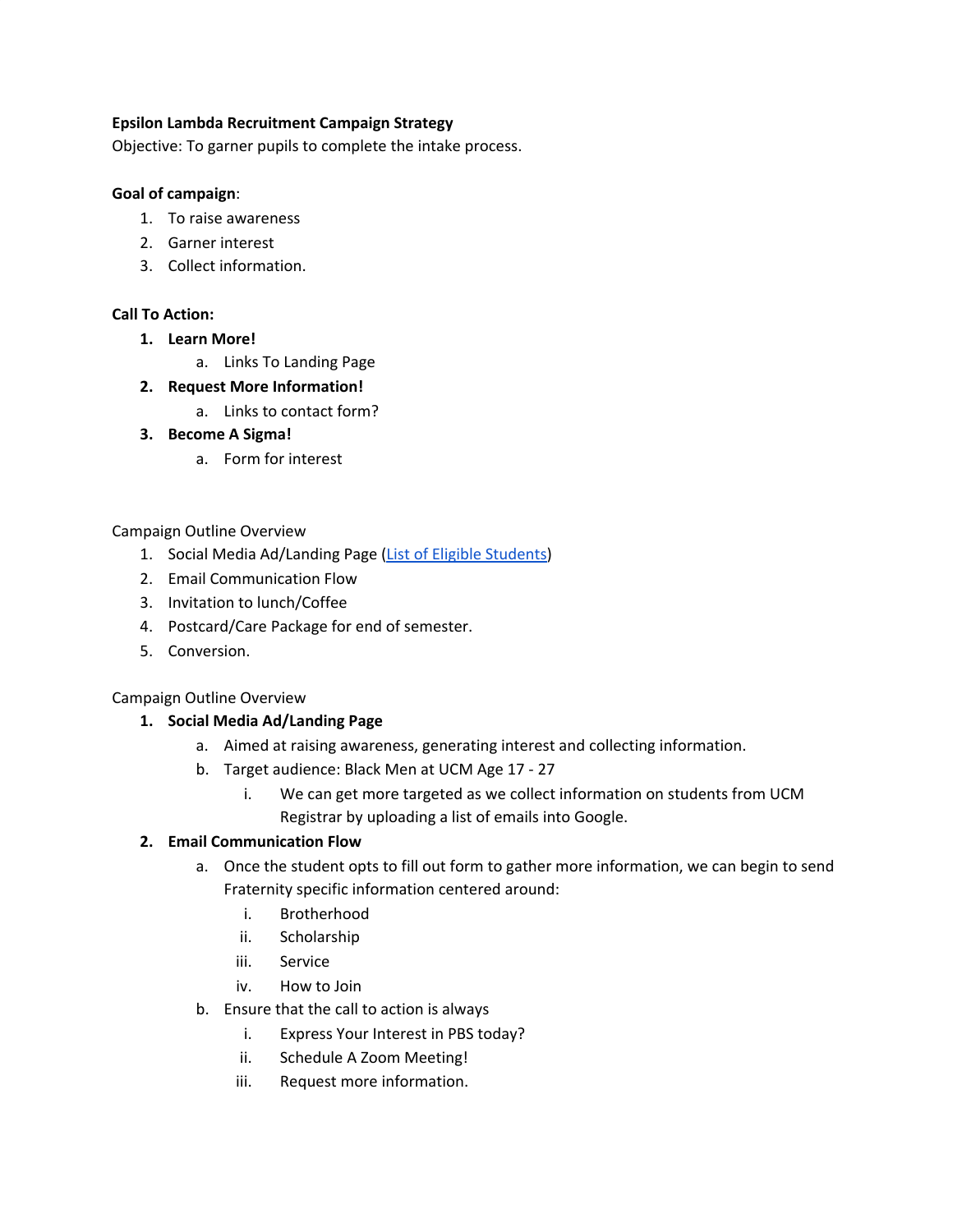**Epsilon Lambda Recruitment Campaign Strategy**

Objective: To garner pupils to complete the intake process.

**Goal of campaign**:

1. To raise awareness
2. Garner interest
3. Collect information.

**Call To Action:**

1. **Learn More!**
   a. Links To Landing Page
2. **Request More Information!**
   a. Links to contact form?
3. **Become A Sigma!**
   a. Form for interest

Campaign Outline Overview

1. Social Media Ad/Landing Page (List of Eligible Students)
2. Email Communication Flow
3. Invitation to lunch/Coffee
4. Postcard/Care Package for end of semester.
5. Conversion.

Campaign Outline Overview

1. **Social Media Ad/Landing Page**
   a. Aimed at raising awareness, generating interest and collecting information.
   b. Target audience: Black Men at UCM Age 17 - 27
      i. We can get more targeted as we collect information on students from UCM Registrar by uploading a list of emails into Google.
2. **Email Communication Flow**
   a. Once the student opts to fill out form to gather more information, we can begin to send Fraternity specific information centered around:
      i. Brotherhood
      ii. Scholarship
      iii. Service
      iv. How to Join
   b. Ensure that the call to action is always
      i. Express Your Interest in PBS today?
      ii. Schedule A Zoom Meeting!
      iii. Request more information.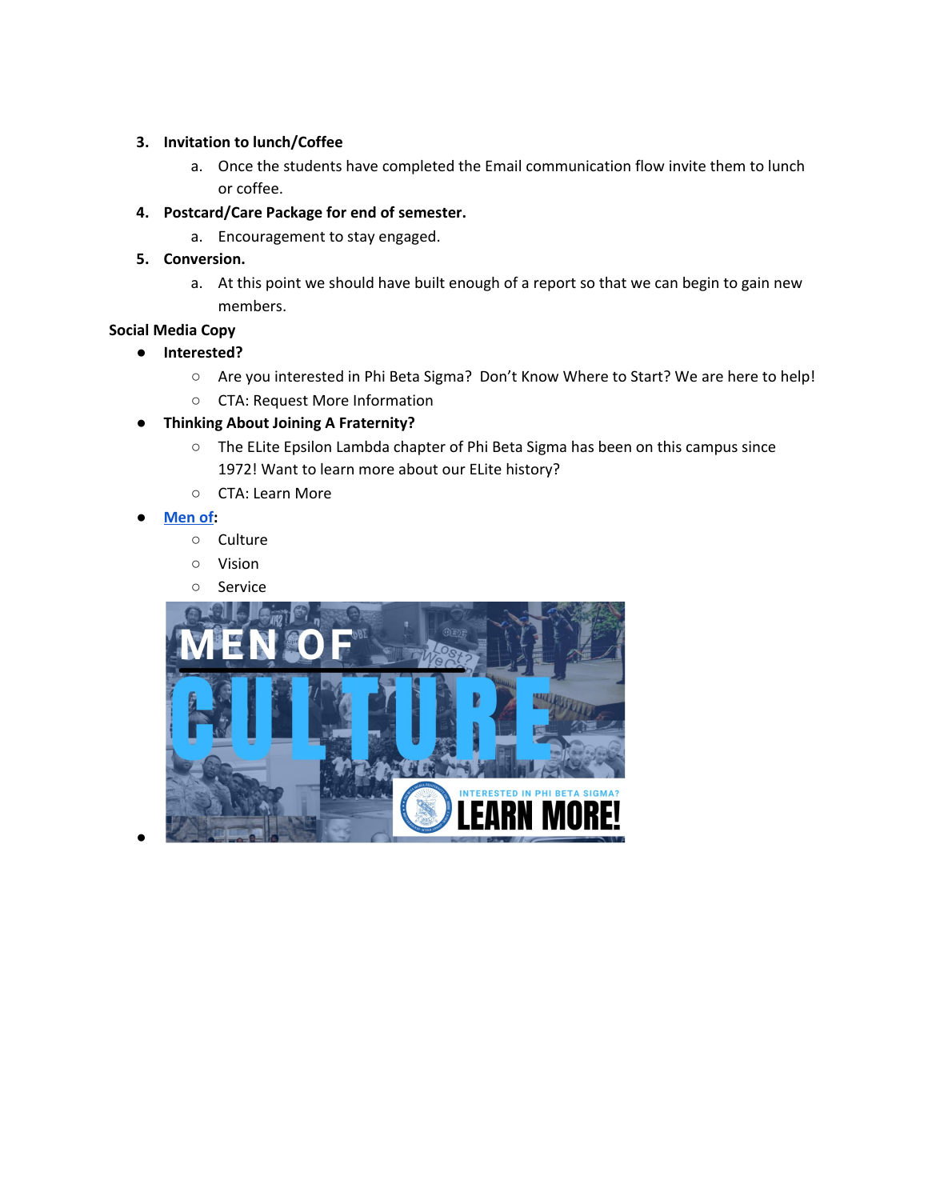3. **Invitation to lunch/Coffee**
    a. Once the students have completed the Email communication flow invite them to lunch or coffee.
4. **Postcard/Care Package for end of semester.**
    a. Encouragement to stay engaged.
5. **Conversion.**
    a. At this point we should have built enough of a report so that we can begin to gain new members.

**Social Media Copy**

- **Interested?**
    - Are you interested in Phi Beta Sigma? Don't Know Where to Start? We are here to help!
    - CTA: Request More Information
- **Thinking About Joining A Fraternity?**
    - The ELite Epsilon Lambda chapter of Phi Beta Sigma has been on this campus since 1972! Want to learn more about our ELite history?
    - CTA: Learn More
- **Men of:**
    - Culture
    - Vision
    - Service
-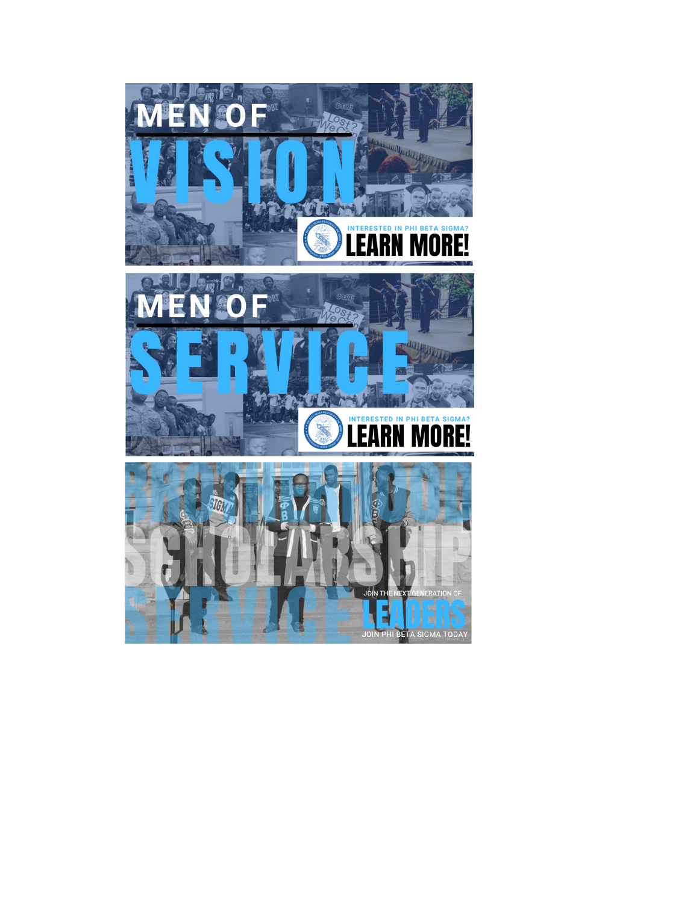MEN OF

VISION

INTERESTED IN PHI BETA SIGMA?

LEARN MORE!

MEN OF

SERVICE

INTERESTED IN PHI BETA SIGMA?

LEARN MORE!

BROTHERHOOD

SCHOLARSHIP

SERVICE

JOIN THE NEXT GENERATION OF

LEADERS

JOIN PHI BETA SIGMA TODAY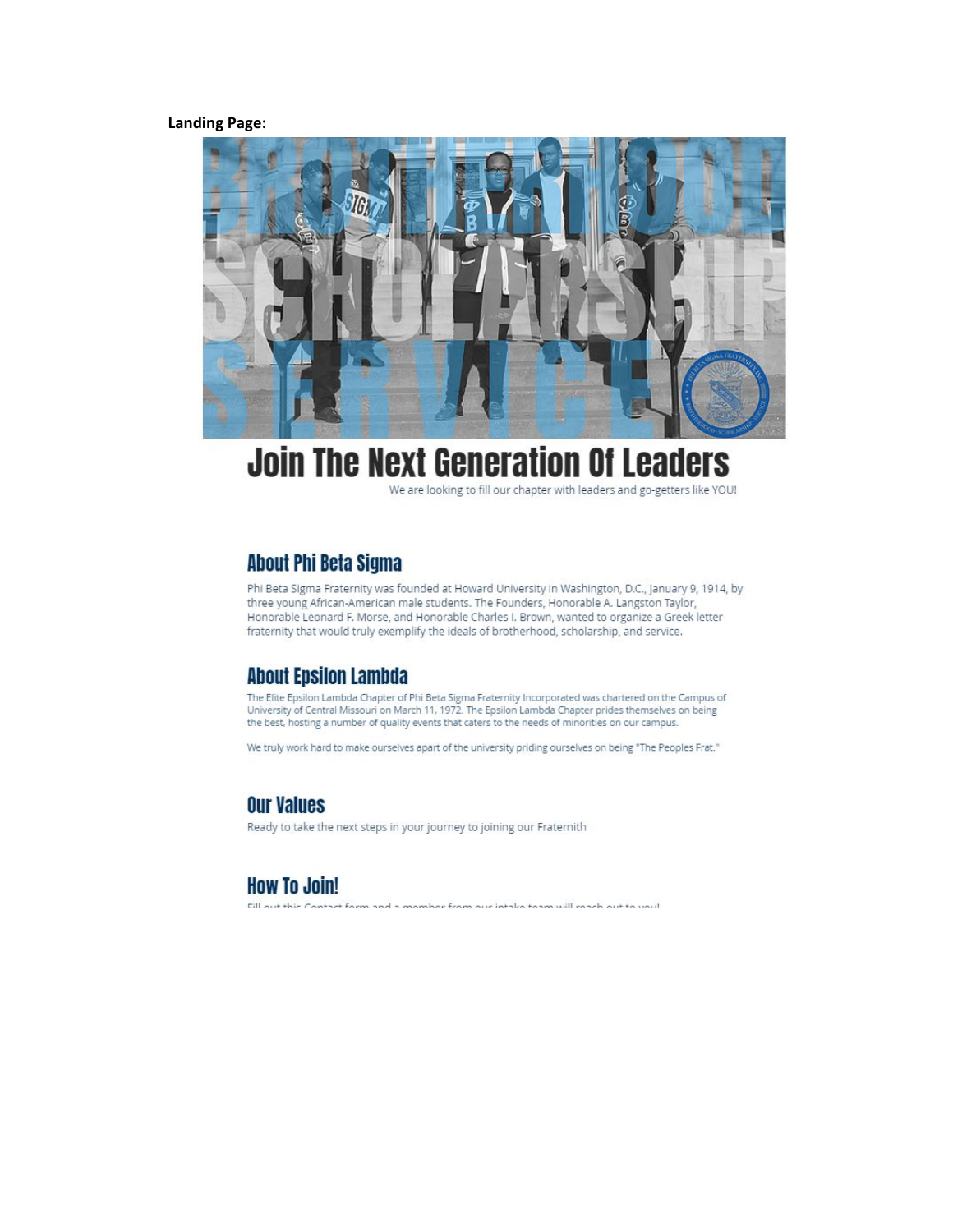**Landing Page:**

# Join The Next Generation Of Leaders

We are looking to fill our chapter with leaders and go-getters like YOU!

## About Phi Beta Sigma

Phi Beta Sigma Fraternity was founded at Howard University in Washington, D.C., January 9, 1914, by three young African-American male students. The Founders, Honorable A. Langston Taylor, Honorable Leonard F. Morse, and Honorable Charles I. Brown, wanted to organize a Greek letter fraternity that would truly exemplify the ideals of brotherhood, scholarship, and service.

## About Epsilon Lambda

The Elite Epsilon Lambda Chapter of Phi Beta Sigma Fraternity Incorporated was chartered on the Campus of University of Central Missouri on March 11, 1972. The Epsilon Lambda Chapter prides themselves on being the best, hosting a number of quality events that caters to the needs of minorities on our campus.

We truly work hard to make ourselves apart of the university priding ourselves on being "The Peoples Frat."

## Our Values

Ready to take the next steps in your journey to joining our Fraternith

## How To Join!

Fill out this Contact form and a member from our intake team will reach out to you!